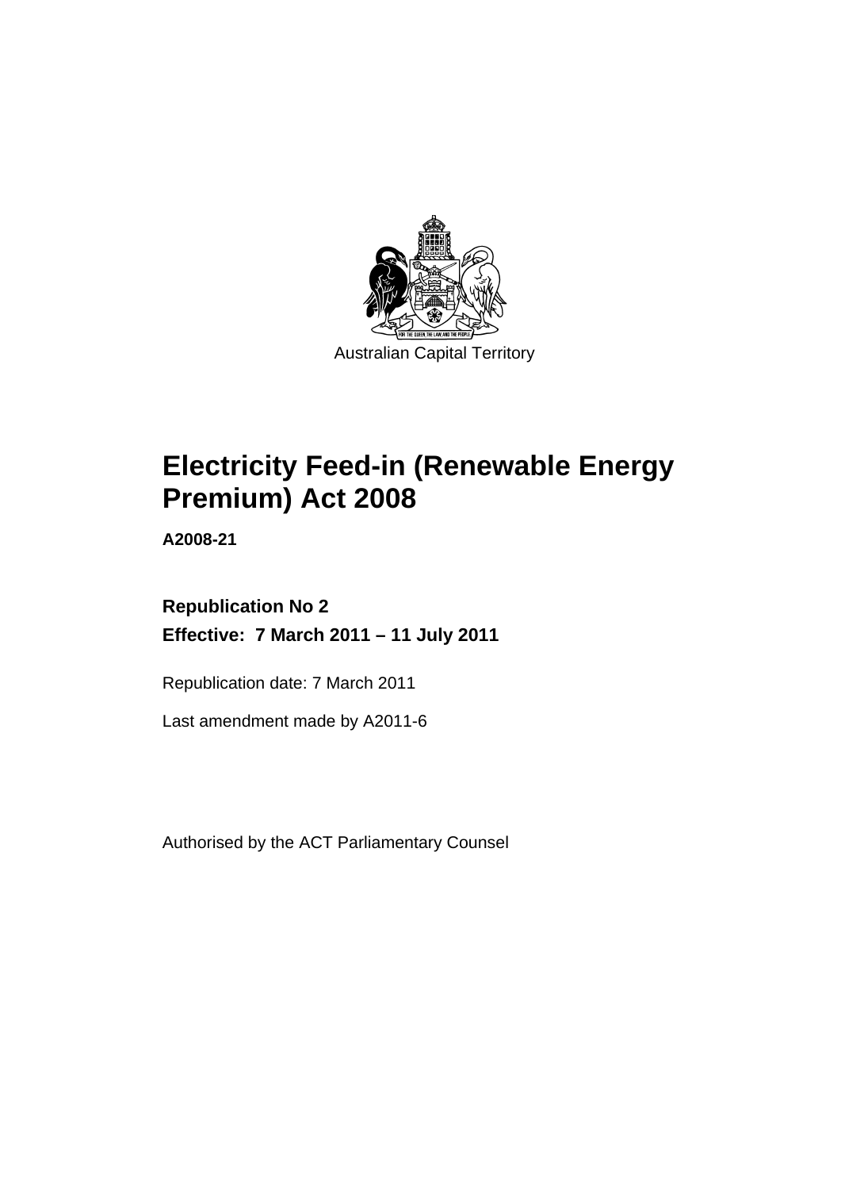Australian Capital Territory

# Electricity Feed-in (Renewable Energy Premium) Act 2008

**A2008-21**

**Republication No 2**

**Effective: 7 March 2011 – 11 July 2011**

Republication date: 7 March 2011

Last amendment made by A2011-6

Authorised by the ACT Parliamentary Counsel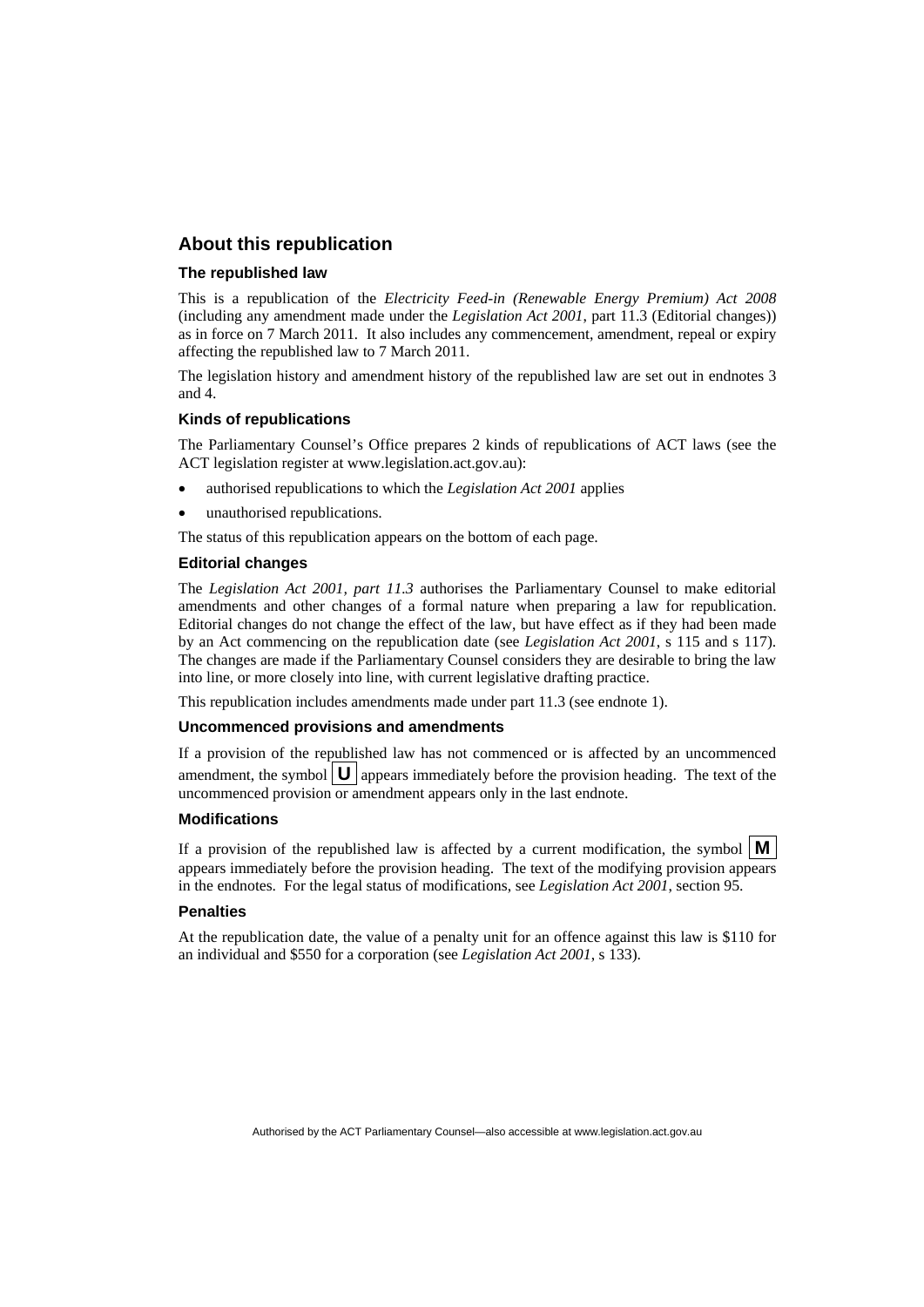## About this republication

### The republished law

This is a republication of the *Electricity Feed-in (Renewable Energy Premium) Act 2008* (including any amendment made under the *Legislation Act 2001*, part 11.3 (Editorial changes)) as in force on 7 March 2011. It also includes any commencement, amendment, repeal or expiry affecting the republished law to 7 March 2011.

The legislation history and amendment history of the republished law are set out in endnotes 3 and 4.

### Kinds of republications

The Parliamentary Counsel's Office prepares 2 kinds of republications of ACT laws (see the ACT legislation register at www.legislation.act.gov.au):

- authorised republications to which the *Legislation Act 2001* applies
- unauthorised republications.

The status of this republication appears on the bottom of each page.

### Editorial changes

The *Legislation Act 2001, part 11.3* authorises the Parliamentary Counsel to make editorial amendments and other changes of a formal nature when preparing a law for republication. Editorial changes do not change the effect of the law, but have effect as if they had been made by an Act commencing on the republication date (see *Legislation Act 2001*, s 115 and s 117). The changes are made if the Parliamentary Counsel considers they are desirable to bring the law into line, or more closely into line, with current legislative drafting practice.

This republication includes amendments made under part 11.3 (see endnote 1).

### Uncommenced provisions and amendments

If a provision of the republished law has not commenced or is affected by an uncommenced amendment, the symbol **U** appears immediately before the provision heading. The text of the uncommenced provision or amendment appears only in the last endnote.

### Modifications

If a provision of the republished law is affected by a current modification, the symbol **M** appears immediately before the provision heading. The text of the modifying provision appears in the endnotes. For the legal status of modifications, see *Legislation Act 2001*, section 95.

### Penalties

At the republication date, the value of a penalty unit for an offence against this law is $110 for an individual and $550 for a corporation (see *Legislation Act 2001*, s 133).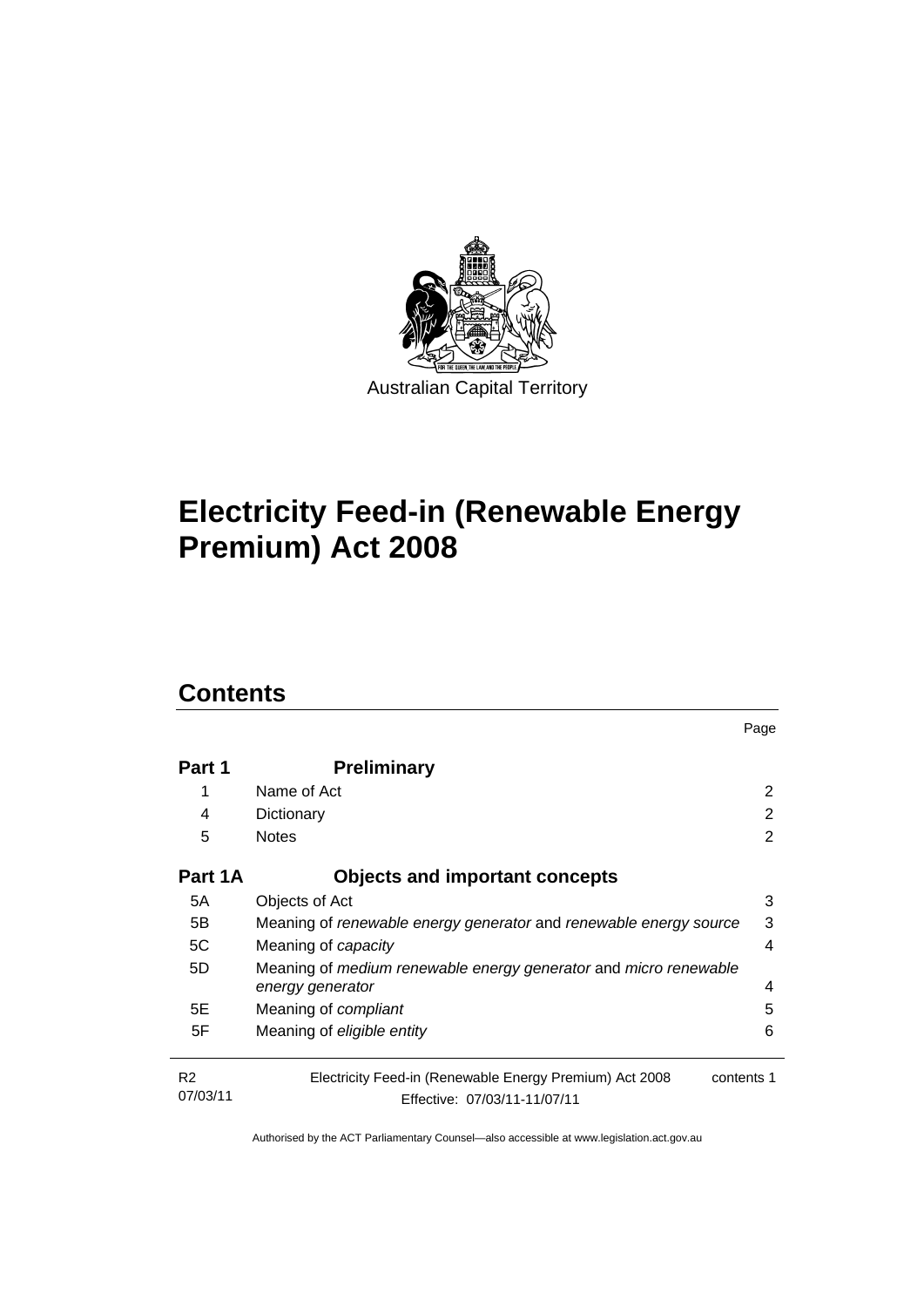Australian Capital Territory

# Electricity Feed-in (Renewable Energy Premium) Act 2008

## Contents

| | | Page |
|---|---|---|
| **Part 1** | **Preliminary** | |
| 1 | Name of Act | 2 |
| 4 | Dictionary | 2 |
| 5 | Notes | 2 |
| **Part 1A** | **Objects and important concepts** | |
| 5A | Objects of Act | 3 |
| 5B | Meaning of *renewable energy generator* and *renewable energy source* | 3 |
| 5C | Meaning of *capacity* | 4 |
| 5D | Meaning of *medium renewable energy generator* and *micro renewable energy generator* | 4 |
| 5E | Meaning of *compliant* | 5 |
| 5F | Meaning of *eligible entity* | 6 |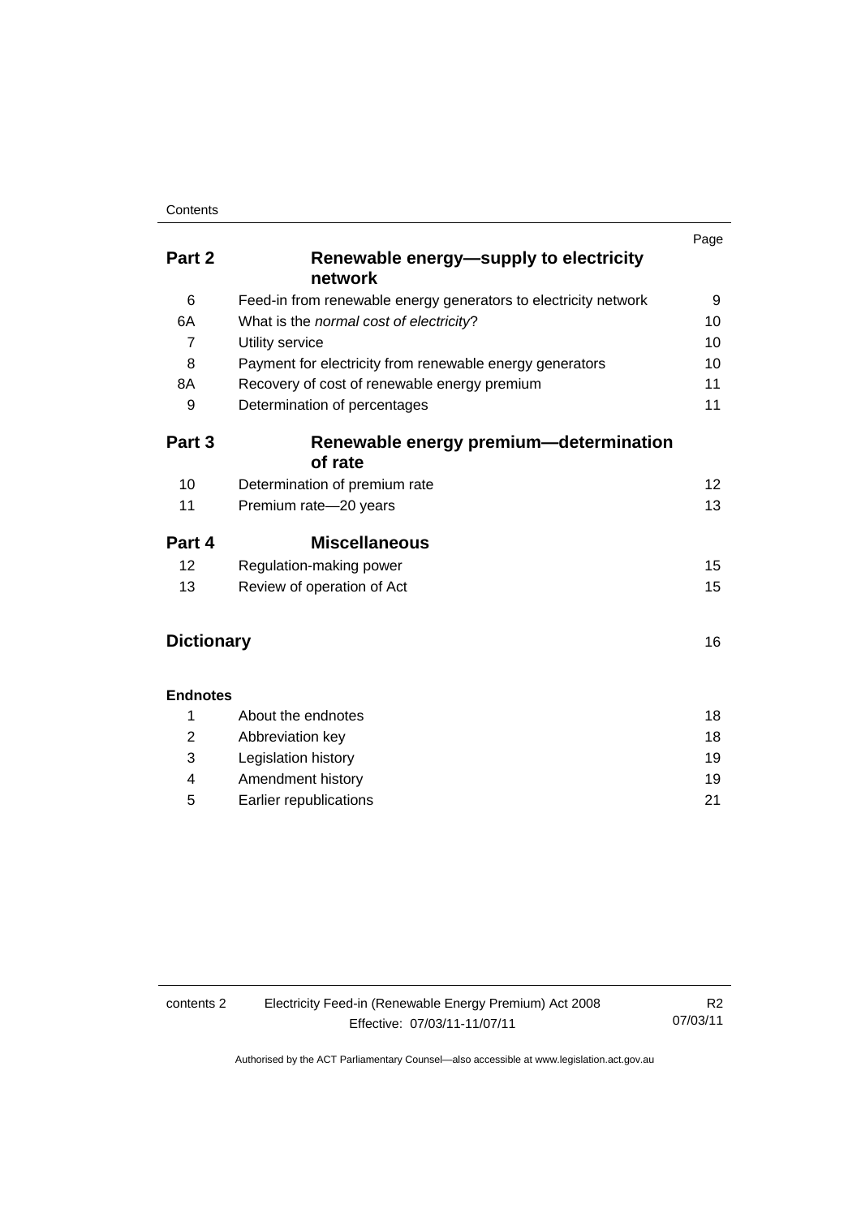| | | Page |
|---|---|---|
| **Part 2** | **Renewable energy—supply to electricity network** | |
| 6 | Feed-in from renewable energy generators to electricity network | 9 |
| 6A | What is the *normal cost of electricity*? | 10 |
| 7 | Utility service | 10 |
| 8 | Payment for electricity from renewable energy generators | 10 |
| 8A | Recovery of cost of renewable energy premium | 11 |
| 9 | Determination of percentages | 11 |
| **Part 3** | **Renewable energy premium—determination of rate** | |
| 10 | Determination of premium rate | 12 |
| 11 | Premium rate—20 years | 13 |
| **Part 4** | **Miscellaneous** | |
| 12 | Regulation-making power | 15 |
| 13 | Review of operation of Act | 15 |
| **Dictionary** | | 16 |
| **Endnotes** | | |
| 1 | About the endnotes | 18 |
| 2 | Abbreviation key | 18 |
| 3 | Legislation history | 19 |
| 4 | Amendment history | 19 |
| 5 | Earlier republications | 21 |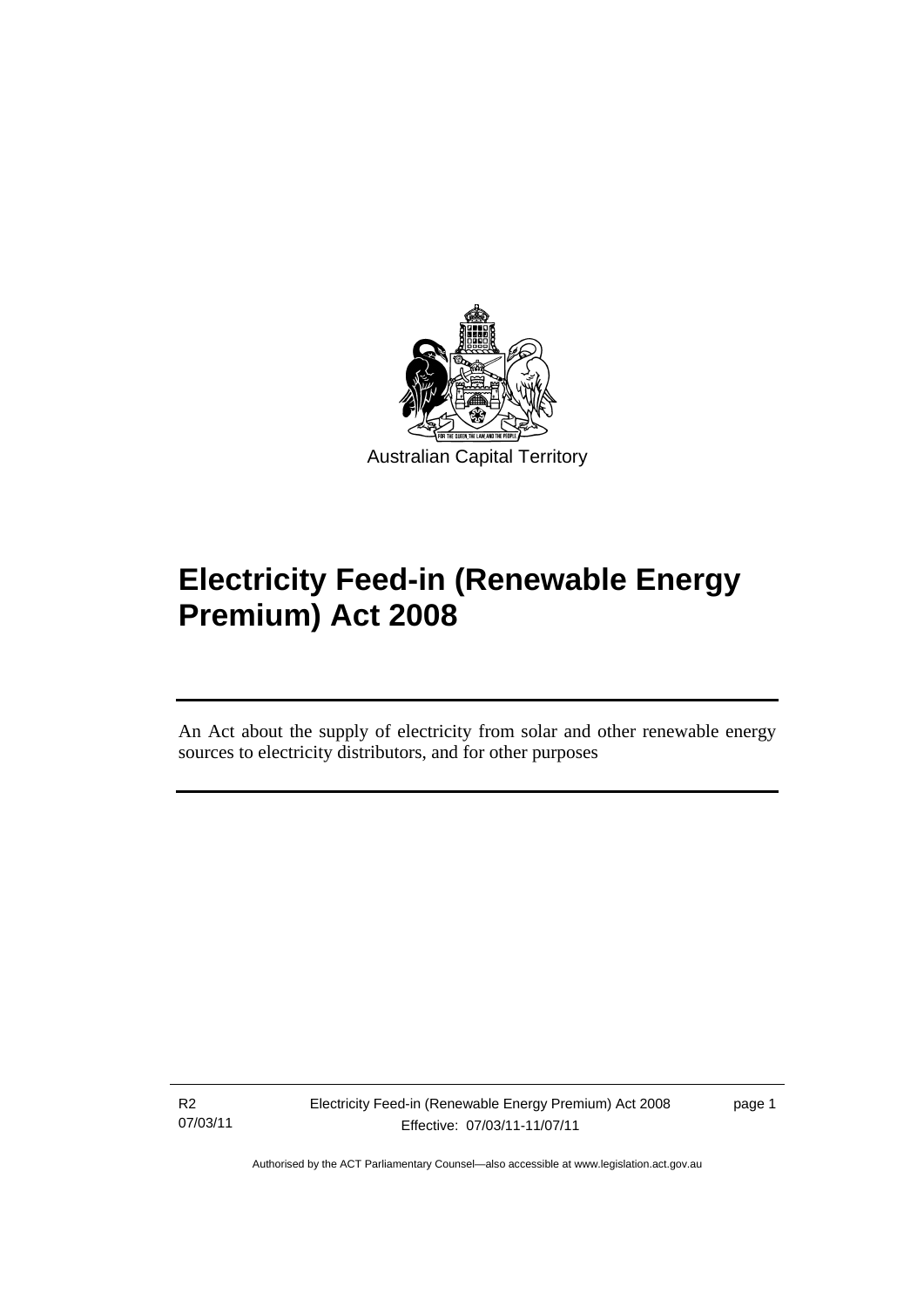Australian Capital Territory

# Electricity Feed-in (Renewable Energy Premium) Act 2008

An Act about the supply of electricity from solar and other renewable energy sources to electricity distributors, and for other purposes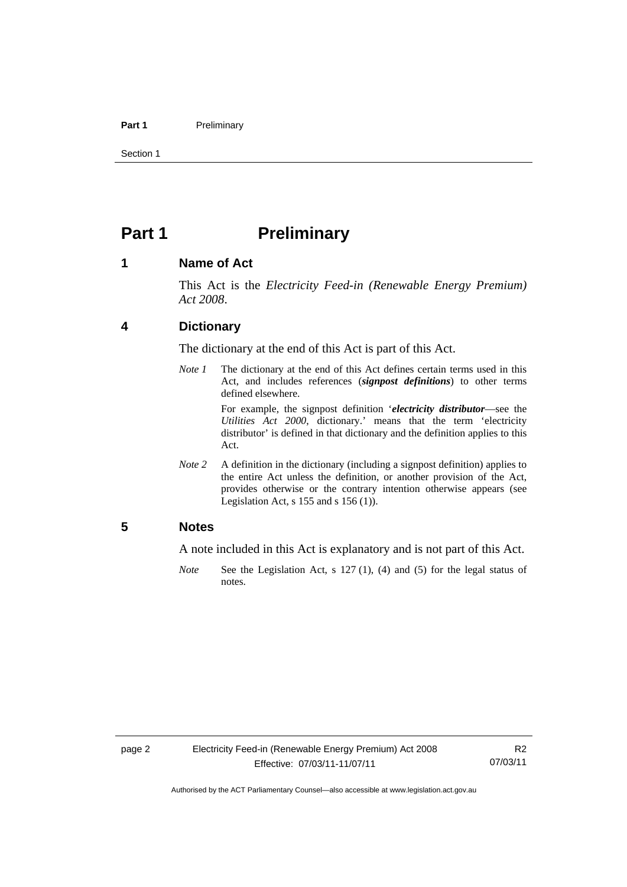# Part 1 Preliminary

## 1 Name of Act

This Act is the *Electricity Feed-in (Renewable Energy Premium) Act 2008*.

## 4 Dictionary

The dictionary at the end of this Act is part of this Act.

*Note 1* The dictionary at the end of this Act defines certain terms used in this Act, and includes references (***signpost definitions***) to other terms defined elsewhere.

For example, the signpost definition '***electricity distributor***—see the *Utilities Act 2000*, dictionary.' means that the term 'electricity distributor' is defined in that dictionary and the definition applies to this Act.

*Note 2* A definition in the dictionary (including a signpost definition) applies to the entire Act unless the definition, or another provision of the Act, provides otherwise or the contrary intention otherwise appears (see Legislation Act, s 155 and s 156 (1)).

## 5 Notes

A note included in this Act is explanatory and is not part of this Act.

*Note* See the Legislation Act, s 127 (1), (4) and (5) for the legal status of notes.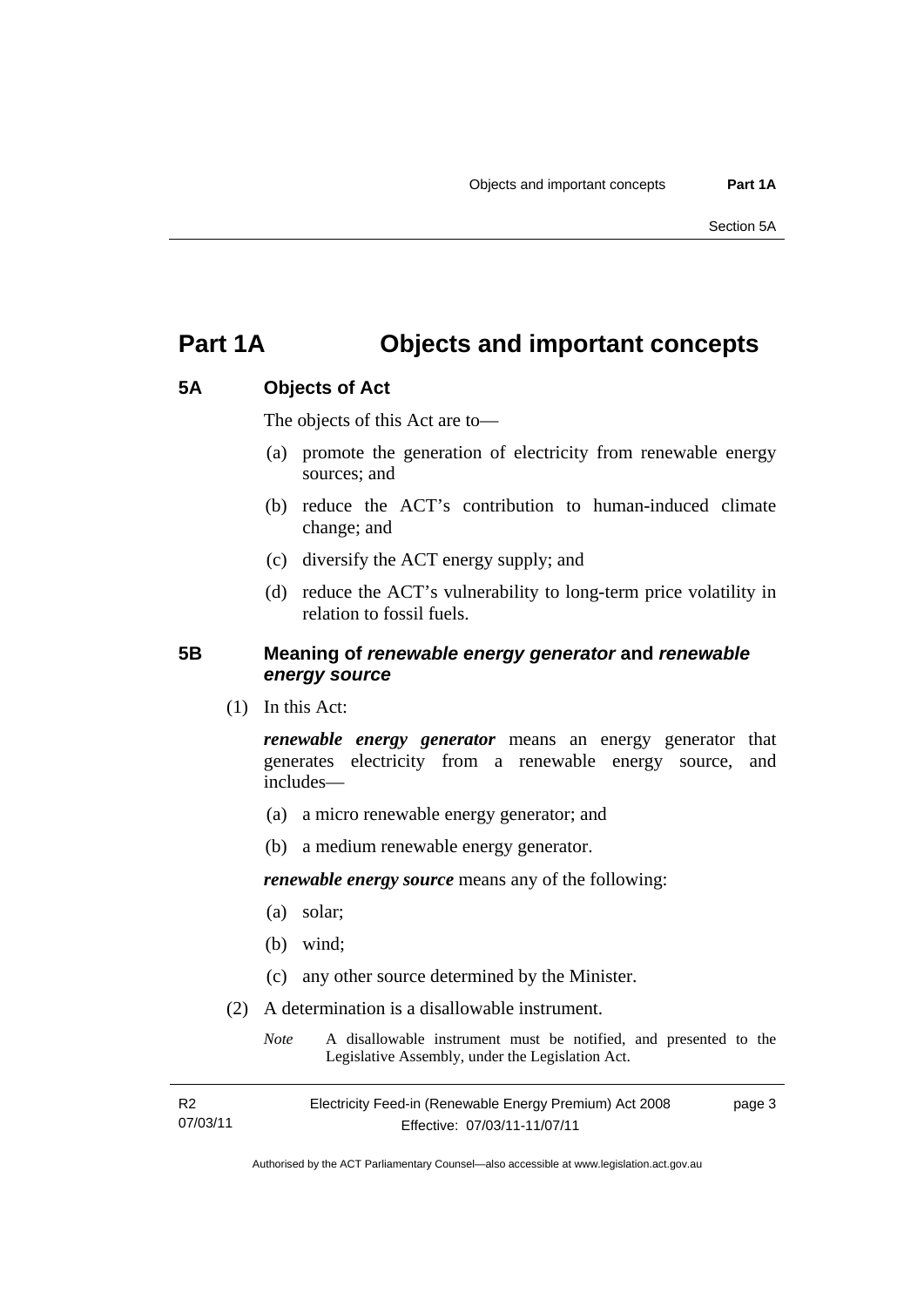# Part 1A Objects and important concepts

## 5A Objects of Act

The objects of this Act are to—

(a) promote the generation of electricity from renewable energy sources; and

(b) reduce the ACT's contribution to human-induced climate change; and

(c) diversify the ACT energy supply; and

(d) reduce the ACT's vulnerability to long-term price volatility in relation to fossil fuels.

## 5B Meaning of *renewable energy generator* and *renewable energy source*

(1) In this Act:

***renewable energy generator*** means an energy generator that generates electricity from a renewable energy source, and includes—

(a) a micro renewable energy generator; and

(b) a medium renewable energy generator.

***renewable energy source*** means any of the following:

(a) solar;

(b) wind;

(c) any other source determined by the Minister.

(2) A determination is a disallowable instrument.

*Note* A disallowable instrument must be notified, and presented to the Legislative Assembly, under the Legislation Act.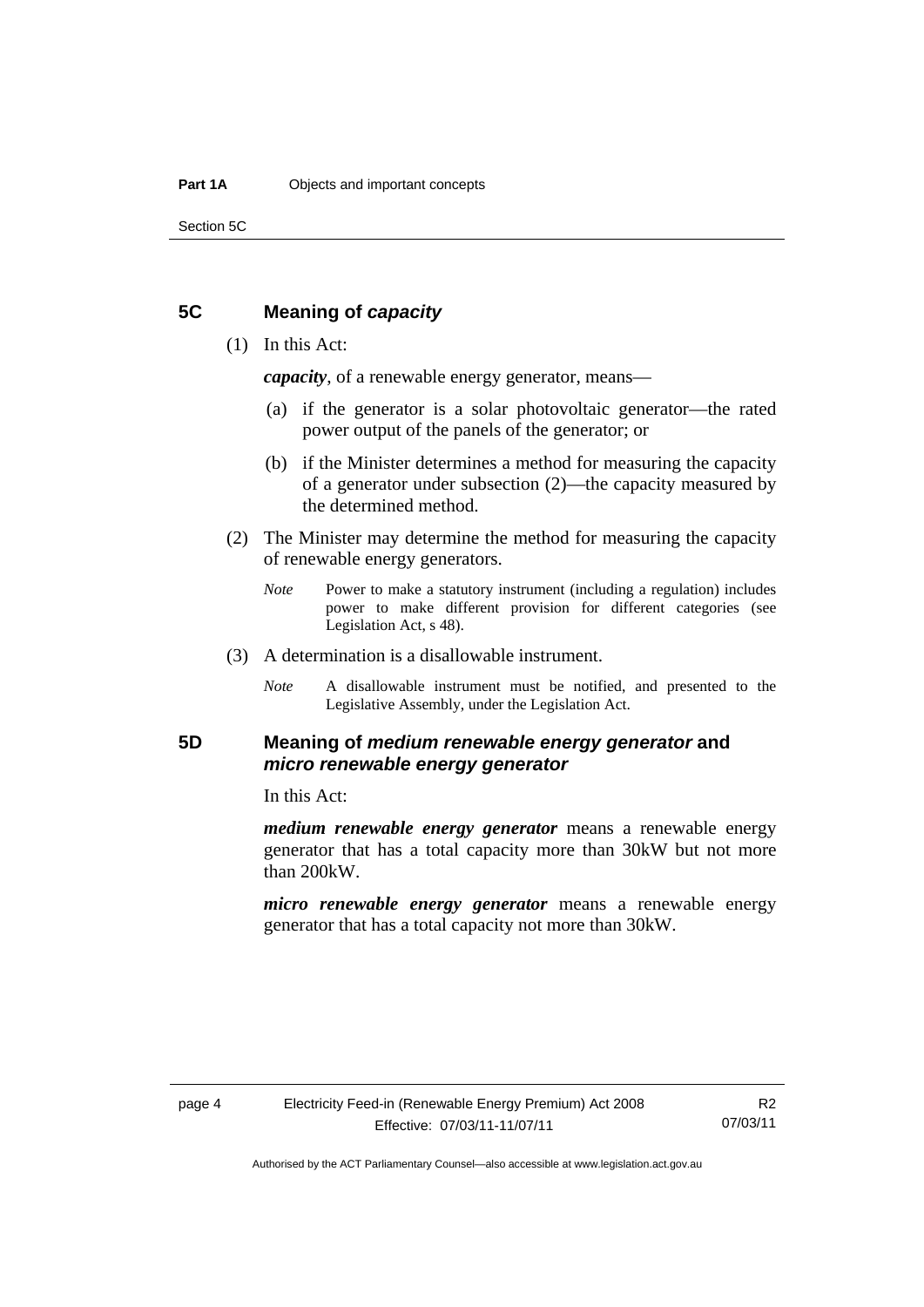## 5C Meaning of *capacity*

(1) In this Act:

***capacity***, of a renewable energy generator, means—

(a) if the generator is a solar photovoltaic generator—the rated power output of the panels of the generator; or

(b) if the Minister determines a method for measuring the capacity of a generator under subsection (2)—the capacity measured by the determined method.

(2) The Minister may determine the method for measuring the capacity of renewable energy generators.

*Note* Power to make a statutory instrument (including a regulation) includes power to make different provision for different categories (see Legislation Act, s 48).

(3) A determination is a disallowable instrument.

*Note* A disallowable instrument must be notified, and presented to the Legislative Assembly, under the Legislation Act.

## 5D Meaning of *medium renewable energy generator* and *micro renewable energy generator*

In this Act:

***medium renewable energy generator*** means a renewable energy generator that has a total capacity more than 30kW but not more than 200kW.

***micro renewable energy generator*** means a renewable energy generator that has a total capacity not more than 30kW.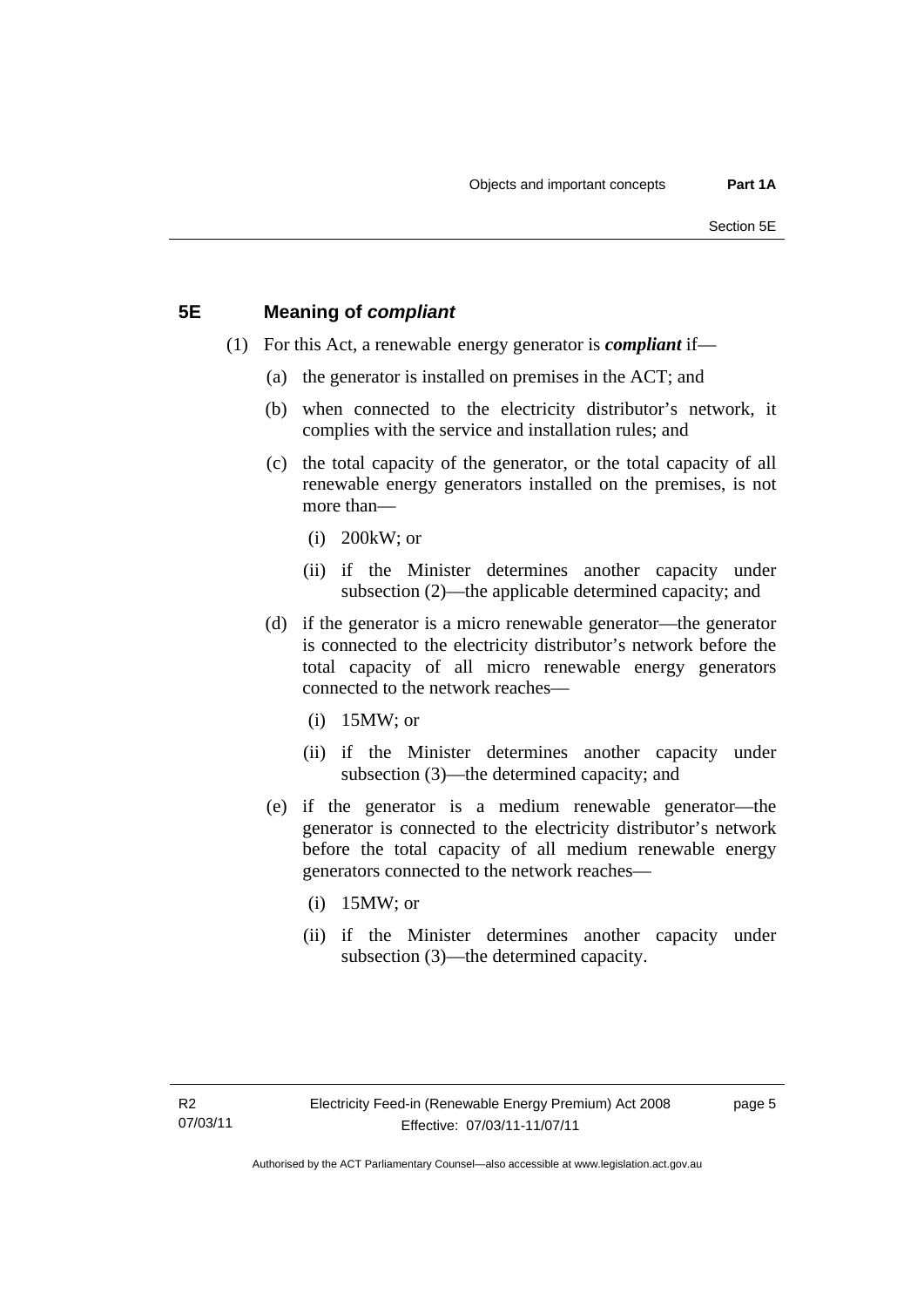## 5E Meaning of *compliant*

(1) For this Act, a renewable energy generator is ***compliant*** if—

(a) the generator is installed on premises in the ACT; and

(b) when connected to the electricity distributor's network, it complies with the service and installation rules; and

(c) the total capacity of the generator, or the total capacity of all renewable energy generators installed on the premises, is not more than—

(i) 200kW; or

(ii) if the Minister determines another capacity under subsection (2)—the applicable determined capacity; and

(d) if the generator is a micro renewable generator—the generator is connected to the electricity distributor's network before the total capacity of all micro renewable energy generators connected to the network reaches—

(i) 15MW; or

(ii) if the Minister determines another capacity under subsection (3)—the determined capacity; and

(e) if the generator is a medium renewable generator—the generator is connected to the electricity distributor's network before the total capacity of all medium renewable energy generators connected to the network reaches—

(i) 15MW; or

(ii) if the Minister determines another capacity under subsection (3)—the determined capacity.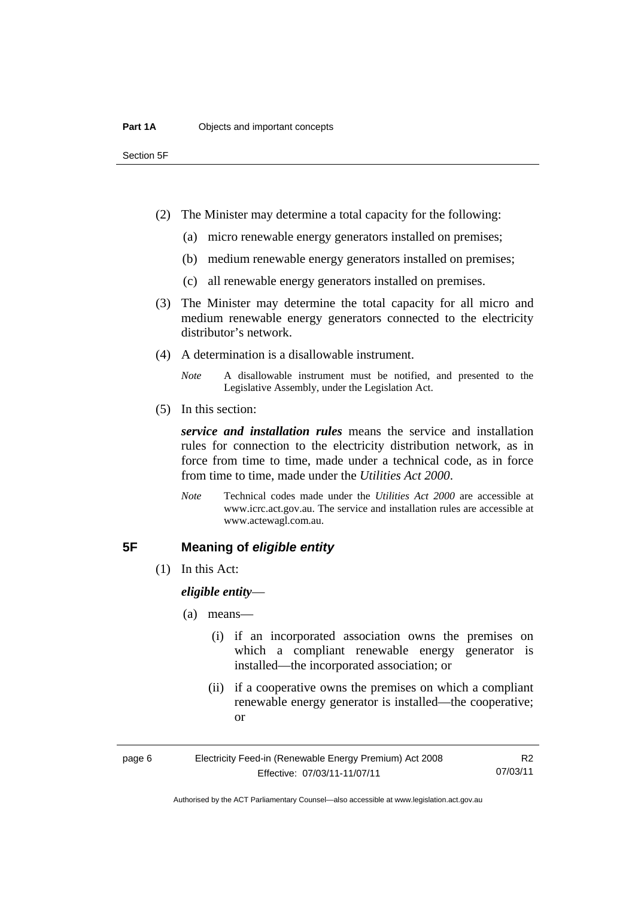(2) The Minister may determine a total capacity for the following:

(a) micro renewable energy generators installed on premises;

(b) medium renewable energy generators installed on premises;

(c) all renewable energy generators installed on premises.

(3) The Minister may determine the total capacity for all micro and medium renewable energy generators connected to the electricity distributor's network.

(4) A determination is a disallowable instrument.

*Note* A disallowable instrument must be notified, and presented to the Legislative Assembly, under the Legislation Act.

(5) In this section:

***service and installation rules*** means the service and installation rules for connection to the electricity distribution network, as in force from time to time, made under a technical code, as in force from time to time, made under the *Utilities Act 2000*.

*Note* Technical codes made under the *Utilities Act 2000* are accessible at www.icrc.act.gov.au. The service and installation rules are accessible at www.actewagl.com.au.

## 5F Meaning of *eligible entity*

(1) In this Act:

***eligible entity***—

(a) means—

(i) if an incorporated association owns the premises on which a compliant renewable energy generator is installed—the incorporated association; or

(ii) if a cooperative owns the premises on which a compliant renewable energy generator is installed—the cooperative; or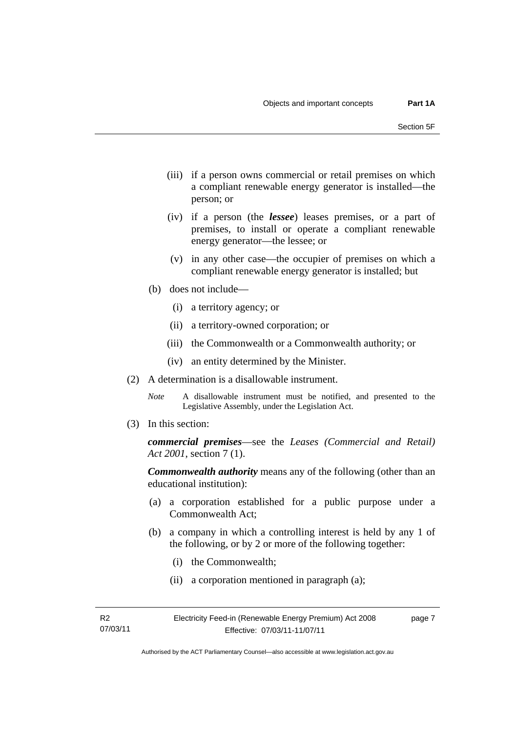(iii) if a person owns commercial or retail premises on which a compliant renewable energy generator is installed—the person; or

(iv) if a person (the ***lessee***) leases premises, or a part of premises, to install or operate a compliant renewable energy generator—the lessee; or

(v) in any other case—the occupier of premises on which a compliant renewable energy generator is installed; but

(b) does not include—

(i) a territory agency; or

(ii) a territory-owned corporation; or

(iii) the Commonwealth or a Commonwealth authority; or

(iv) an entity determined by the Minister.

(2) A determination is a disallowable instrument.

*Note* A disallowable instrument must be notified, and presented to the Legislative Assembly, under the Legislation Act.

(3) In this section:

***commercial premises***—see the *Leases (Commercial and Retail) Act 2001*, section 7 (1).

***Commonwealth authority*** means any of the following (other than an educational institution):

(a) a corporation established for a public purpose under a Commonwealth Act;

(b) a company in which a controlling interest is held by any 1 of the following, or by 2 or more of the following together:

(i) the Commonwealth;

(ii) a corporation mentioned in paragraph (a);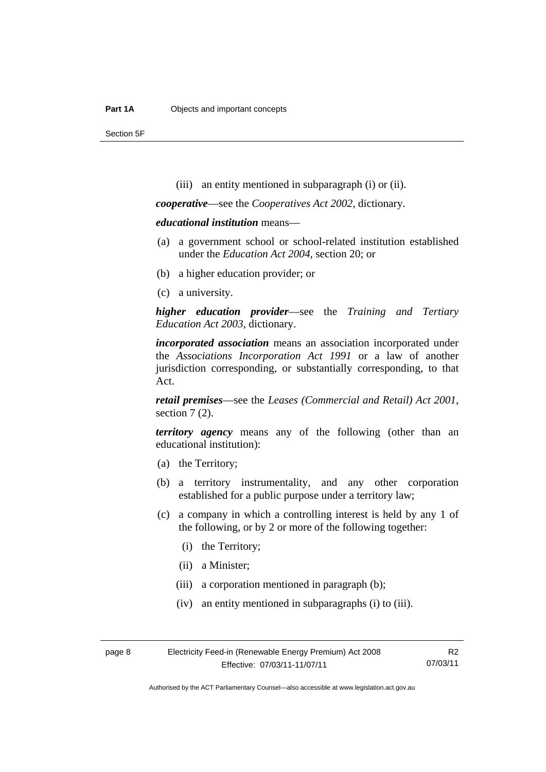(iii) an entity mentioned in subparagraph (i) or (ii).

***cooperative***—see the *Cooperatives Act 2002*, dictionary.

***educational institution*** means—

(a) a government school or school-related institution established under the *Education Act 2004*, section 20; or

(b) a higher education provider; or

(c) a university.

***higher education provider***—see the *Training and Tertiary Education Act 2003*, dictionary.

***incorporated association*** means an association incorporated under the *Associations Incorporation Act 1991* or a law of another jurisdiction corresponding, or substantially corresponding, to that Act.

***retail premises***—see the *Leases (Commercial and Retail) Act 2001*, section 7 (2).

***territory agency*** means any of the following (other than an educational institution):

(a) the Territory;

(b) a territory instrumentality, and any other corporation established for a public purpose under a territory law;

(c) a company in which a controlling interest is held by any 1 of the following, or by 2 or more of the following together:

  (i) the Territory;

  (ii) a Minister;

  (iii) a corporation mentioned in paragraph (b);

  (iv) an entity mentioned in subparagraphs (i) to (iii).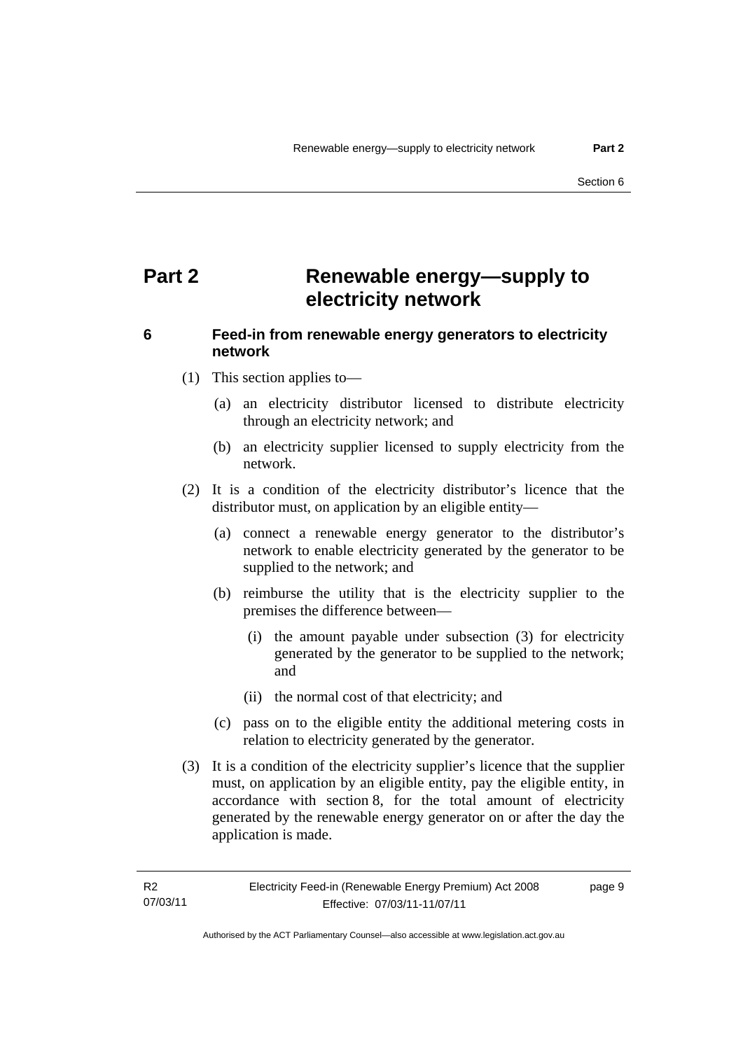# Part 2 Renewable energy—supply to electricity network

### 6 Feed-in from renewable energy generators to electricity network

(1) This section applies to—

(a) an electricity distributor licensed to distribute electricity through an electricity network; and

(b) an electricity supplier licensed to supply electricity from the network.

(2) It is a condition of the electricity distributor's licence that the distributor must, on application by an eligible entity—

(a) connect a renewable energy generator to the distributor's network to enable electricity generated by the generator to be supplied to the network; and

(b) reimburse the utility that is the electricity supplier to the premises the difference between—

(i) the amount payable under subsection (3) for electricity generated by the generator to be supplied to the network; and

(ii) the normal cost of that electricity; and

(c) pass on to the eligible entity the additional metering costs in relation to electricity generated by the generator.

(3) It is a condition of the electricity supplier's licence that the supplier must, on application by an eligible entity, pay the eligible entity, in accordance with section 8, for the total amount of electricity generated by the renewable energy generator on or after the day the application is made.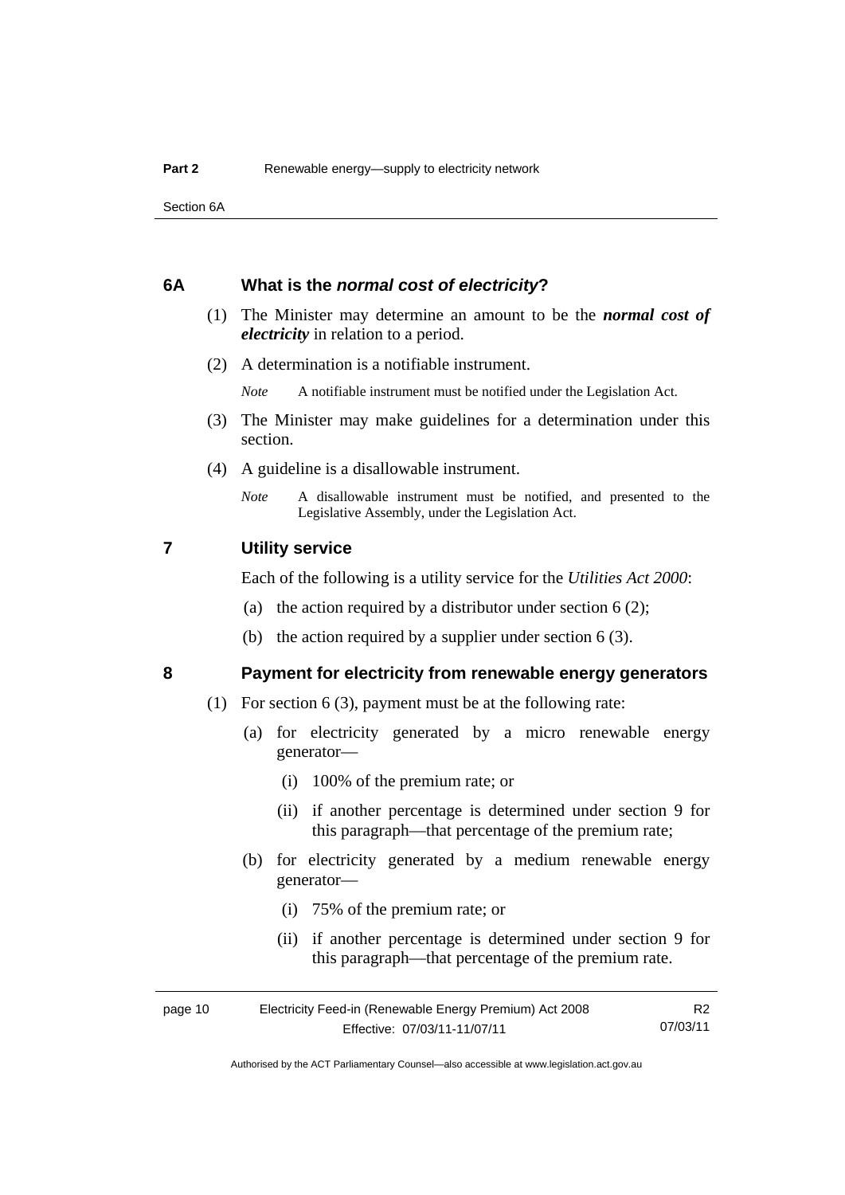## 6A What is the *normal cost of electricity*?

(1) The Minister may determine an amount to be the ***normal cost of electricity*** in relation to a period.

(2) A determination is a notifiable instrument.

*Note* A notifiable instrument must be notified under the Legislation Act.

(3) The Minister may make guidelines for a determination under this section.

(4) A guideline is a disallowable instrument.

*Note* A disallowable instrument must be notified, and presented to the Legislative Assembly, under the Legislation Act.

## 7 Utility service

Each of the following is a utility service for the *Utilities Act 2000*:

(a) the action required by a distributor under section 6 (2);

(b) the action required by a supplier under section 6 (3).

## 8 Payment for electricity from renewable energy generators

(1) For section 6 (3), payment must be at the following rate:

(a) for electricity generated by a micro renewable energy generator—

(i) 100% of the premium rate; or

(ii) if another percentage is determined under section 9 for this paragraph—that percentage of the premium rate;

(b) for electricity generated by a medium renewable energy generator—

(i) 75% of the premium rate; or

(ii) if another percentage is determined under section 9 for this paragraph—that percentage of the premium rate.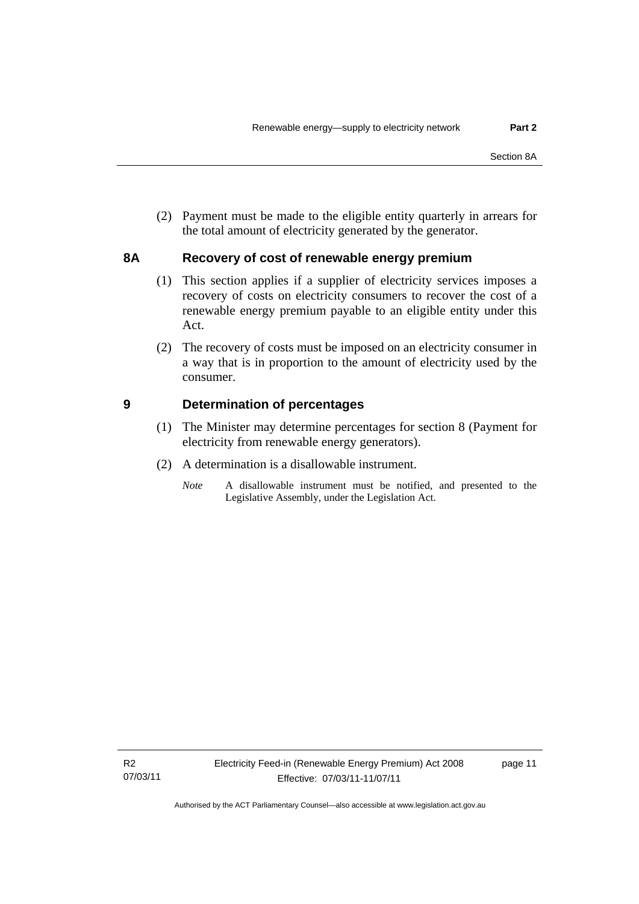(2) Payment must be made to the eligible entity quarterly in arrears for the total amount of electricity generated by the generator.

## 8A Recovery of cost of renewable energy premium

(1) This section applies if a supplier of electricity services imposes a recovery of costs on electricity consumers to recover the cost of a renewable energy premium payable to an eligible entity under this Act.

(2) The recovery of costs must be imposed on an electricity consumer in a way that is in proportion to the amount of electricity used by the consumer.

## 9 Determination of percentages

(1) The Minister may determine percentages for section 8 (Payment for electricity from renewable energy generators).

(2) A determination is a disallowable instrument.

*Note* A disallowable instrument must be notified, and presented to the Legislative Assembly, under the Legislation Act.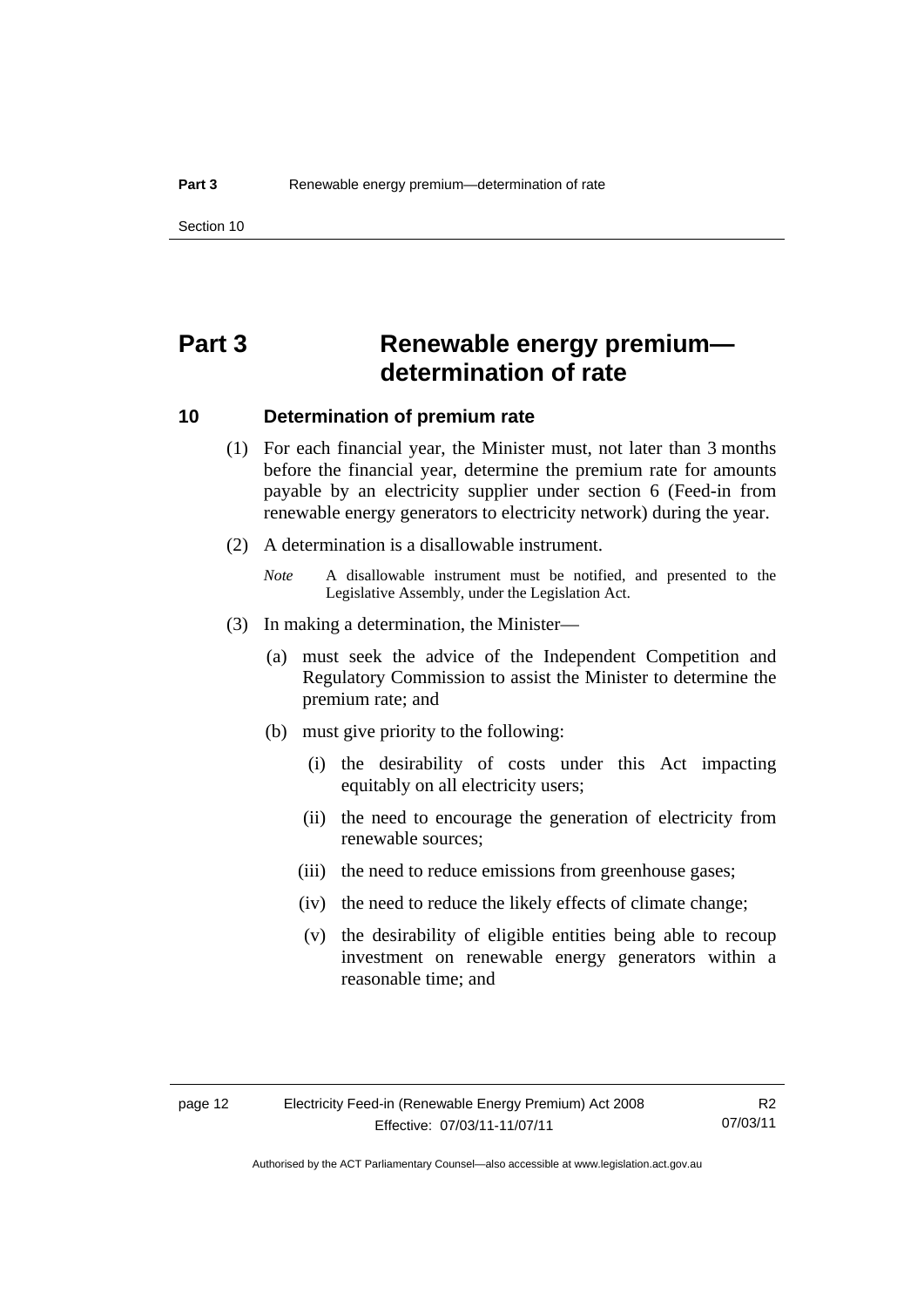# Part 3 Renewable energy premium—determination of rate

## 10 Determination of premium rate

(1) For each financial year, the Minister must, not later than 3 months before the financial year, determine the premium rate for amounts payable by an electricity supplier under section 6 (Feed-in from renewable energy generators to electricity network) during the year.

(2) A determination is a disallowable instrument.

*Note* A disallowable instrument must be notified, and presented to the Legislative Assembly, under the Legislation Act.

(3) In making a determination, the Minister—

(a) must seek the advice of the Independent Competition and Regulatory Commission to assist the Minister to determine the premium rate; and

(b) must give priority to the following:

(i) the desirability of costs under this Act impacting equitably on all electricity users;

(ii) the need to encourage the generation of electricity from renewable sources;

(iii) the need to reduce emissions from greenhouse gases;

(iv) the need to reduce the likely effects of climate change;

(v) the desirability of eligible entities being able to recoup investment on renewable energy generators within a reasonable time; and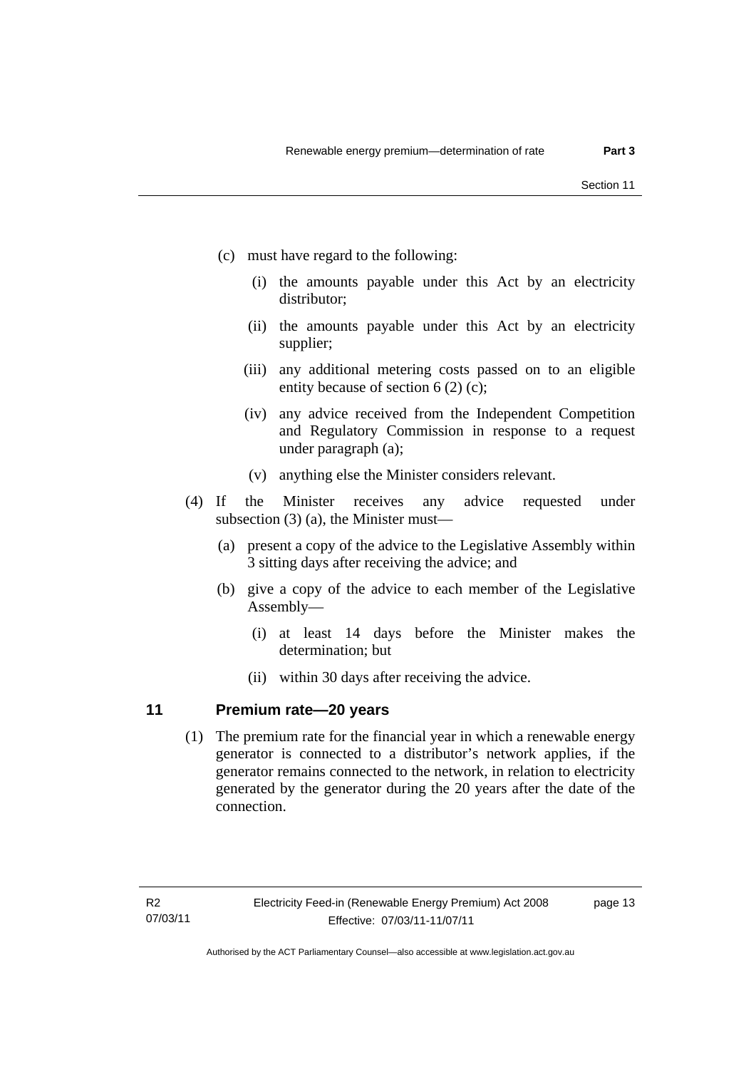(c) must have regard to the following:

(i) the amounts payable under this Act by an electricity distributor;

(ii) the amounts payable under this Act by an electricity supplier;

(iii) any additional metering costs passed on to an eligible entity because of section 6 (2) (c);

(iv) any advice received from the Independent Competition and Regulatory Commission in response to a request under paragraph (a);

(v) anything else the Minister considers relevant.

(4) If the Minister receives any advice requested under subsection (3) (a), the Minister must—

(a) present a copy of the advice to the Legislative Assembly within 3 sitting days after receiving the advice; and

(b) give a copy of the advice to each member of the Legislative Assembly—

(i) at least 14 days before the Minister makes the determination; but

(ii) within 30 days after receiving the advice.

## 11 Premium rate—20 years

(1) The premium rate for the financial year in which a renewable energy generator is connected to a distributor's network applies, if the generator remains connected to the network, in relation to electricity generated by the generator during the 20 years after the date of the connection.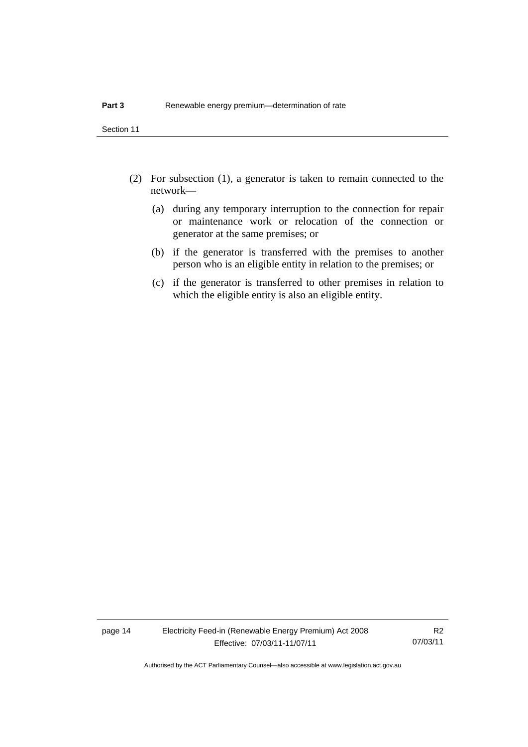(2) For subsection (1), a generator is taken to remain connected to the network—

  (a) during any temporary interruption to the connection for repair or maintenance work or relocation of the connection or generator at the same premises; or

  (b) if the generator is transferred with the premises to another person who is an eligible entity in relation to the premises; or

  (c) if the generator is transferred to other premises in relation to which the eligible entity is also an eligible entity.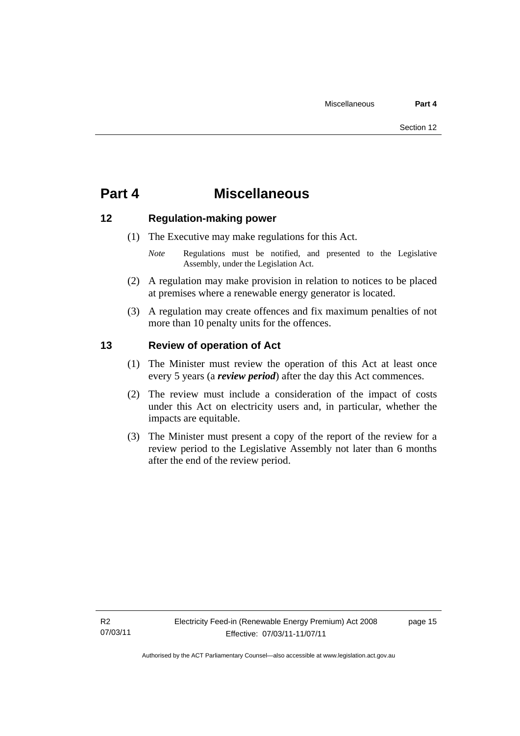# Part 4 Miscellaneous

## 12 Regulation-making power

(1) The Executive may make regulations for this Act.

*Note* Regulations must be notified, and presented to the Legislative Assembly, under the Legislation Act.

(2) A regulation may make provision in relation to notices to be placed at premises where a renewable energy generator is located.

(3) A regulation may create offences and fix maximum penalties of not more than 10 penalty units for the offences.

## 13 Review of operation of Act

(1) The Minister must review the operation of this Act at least once every 5 years (a ***review period***) after the day this Act commences.

(2) The review must include a consideration of the impact of costs under this Act on electricity users and, in particular, whether the impacts are equitable.

(3) The Minister must present a copy of the report of the review for a review period to the Legislative Assembly not later than 6 months after the end of the review period.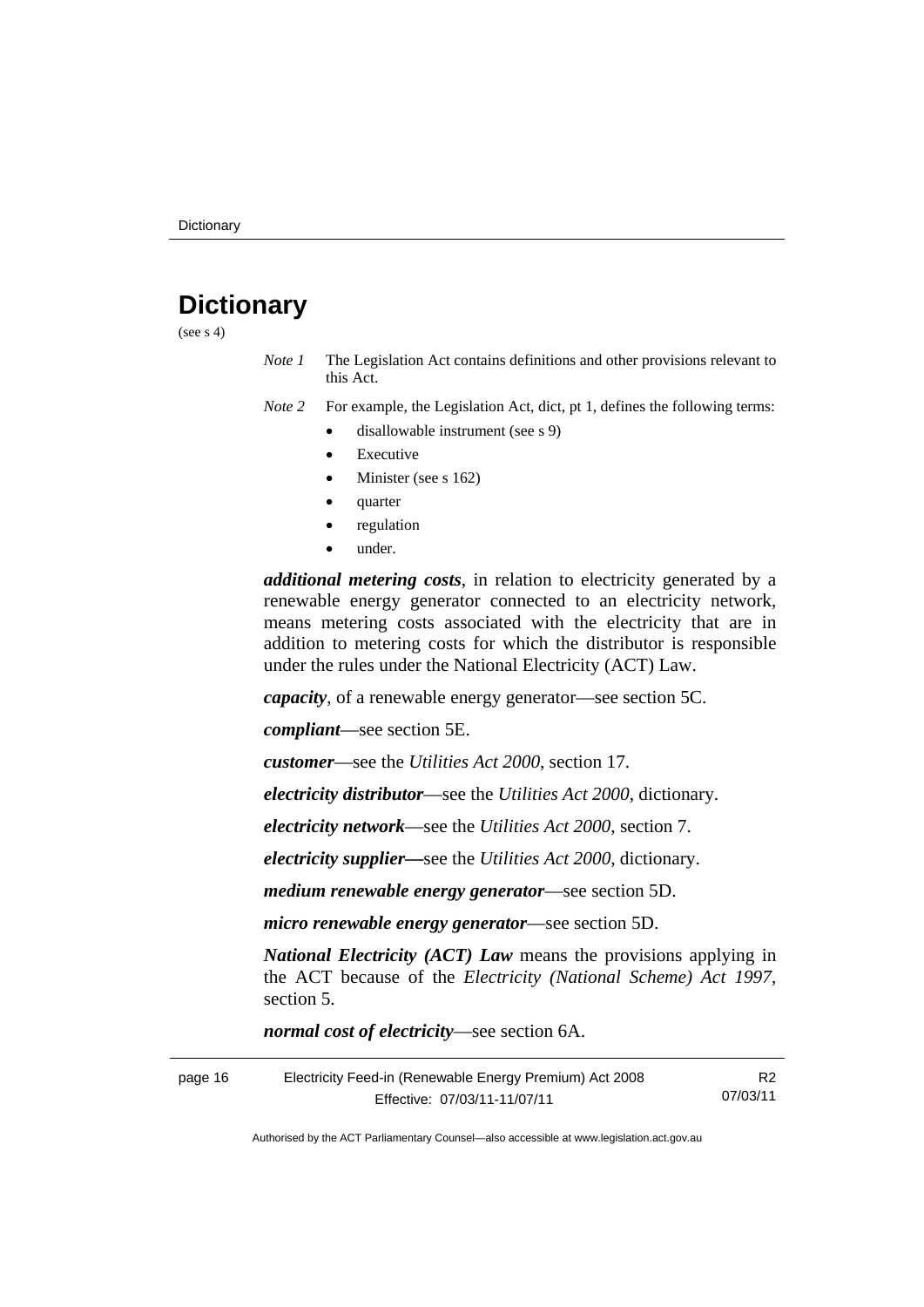# Dictionary

(see s 4)

*Note 1* The Legislation Act contains definitions and other provisions relevant to this Act.

*Note 2* For example, the Legislation Act, dict, pt 1, defines the following terms:

- disallowable instrument (see s 9)
- Executive
- Minister (see s 162)
- quarter
- regulation
- under.

***additional metering costs***, in relation to electricity generated by a renewable energy generator connected to an electricity network, means metering costs associated with the electricity that are in addition to metering costs for which the distributor is responsible under the rules under the National Electricity (ACT) Law.

***capacity***, of a renewable energy generator—see section 5C.

***compliant***—see section 5E.

***customer***—see the *Utilities Act 2000*, section 17.

***electricity distributor***—see the *Utilities Act 2000*, dictionary.

***electricity network***—see the *Utilities Act 2000*, section 7.

***electricity supplier—***see the *Utilities Act 2000*, dictionary.

***medium renewable energy generator***—see section 5D.

***micro renewable energy generator***—see section 5D.

***National Electricity (ACT) Law*** means the provisions applying in the ACT because of the *Electricity (National Scheme) Act 1997*, section 5.

***normal cost of electricity***—see section 6A.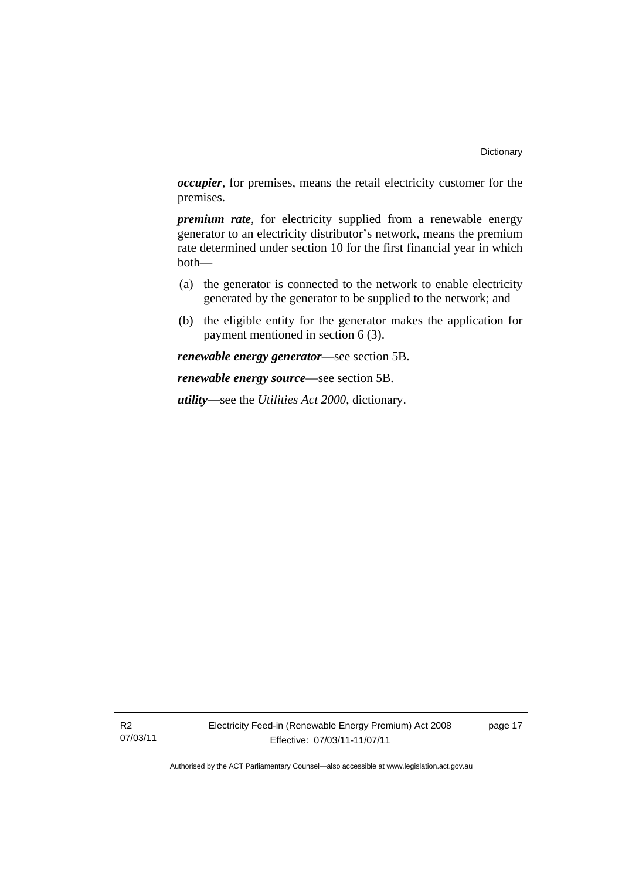***occupier***, for premises, means the retail electricity customer for the premises.

***premium rate***, for electricity supplied from a renewable energy generator to an electricity distributor's network, means the premium rate determined under section 10 for the first financial year in which both—

(a) the generator is connected to the network to enable electricity generated by the generator to be supplied to the network; and

(b) the eligible entity for the generator makes the application for payment mentioned in section 6 (3).

***renewable energy generator***—see section 5B.

***renewable energy source***—see section 5B.

***utility***—see the *Utilities Act 2000*, dictionary.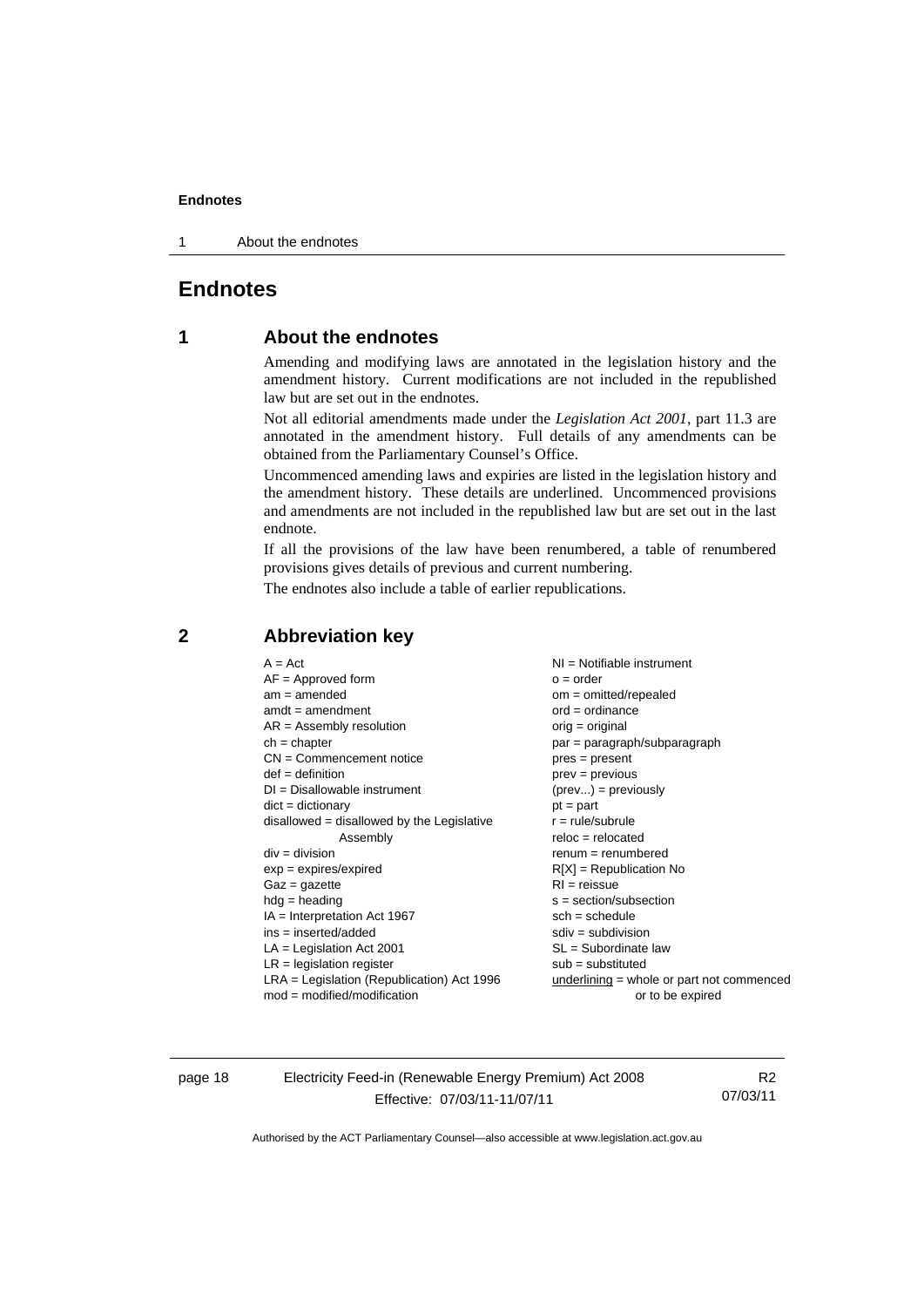# Endnotes

## 1 About the endnotes

Amending and modifying laws are annotated in the legislation history and the amendment history. Current modifications are not included in the republished law but are set out in the endnotes.

Not all editorial amendments made under the *Legislation Act 2001*, part 11.3 are annotated in the amendment history. Full details of any amendments can be obtained from the Parliamentary Counsel's Office.

Uncommenced amending laws and expiries are listed in the legislation history and the amendment history. These details are underlined. Uncommenced provisions and amendments are not included in the republished law but are set out in the last endnote.

If all the provisions of the law have been renumbered, a table of renumbered provisions gives details of previous and current numbering.

The endnotes also include a table of earlier republications.

## 2 Abbreviation key

A = Act
AF = Approved form
am = amended
amdt = amendment
AR = Assembly resolution
ch = chapter
CN = Commencement notice
def = definition
DI = Disallowable instrument
dict = dictionary
disallowed = disallowed by the Legislative Assembly
div = division
exp = expires/expired
Gaz = gazette
hdg = heading
IA = Interpretation Act 1967
ins = inserted/added
LA = Legislation Act 2001
LR = legislation register
LRA = Legislation (Republication) Act 1996
mod = modified/modification
NI = Notifiable instrument
o = order
om = omitted/repealed
ord = ordinance
orig = original
par = paragraph/subparagraph
pres = present
prev = previous
(prev...) = previously
pt = part
r = rule/subrule
reloc = relocated
renum = renumbered
R[X] = Republication No
RI = reissue
s = section/subsection
sch = schedule
sdiv = subdivision
SL = Subordinate law
sub = substituted
underlining = whole or part not commenced or to be expired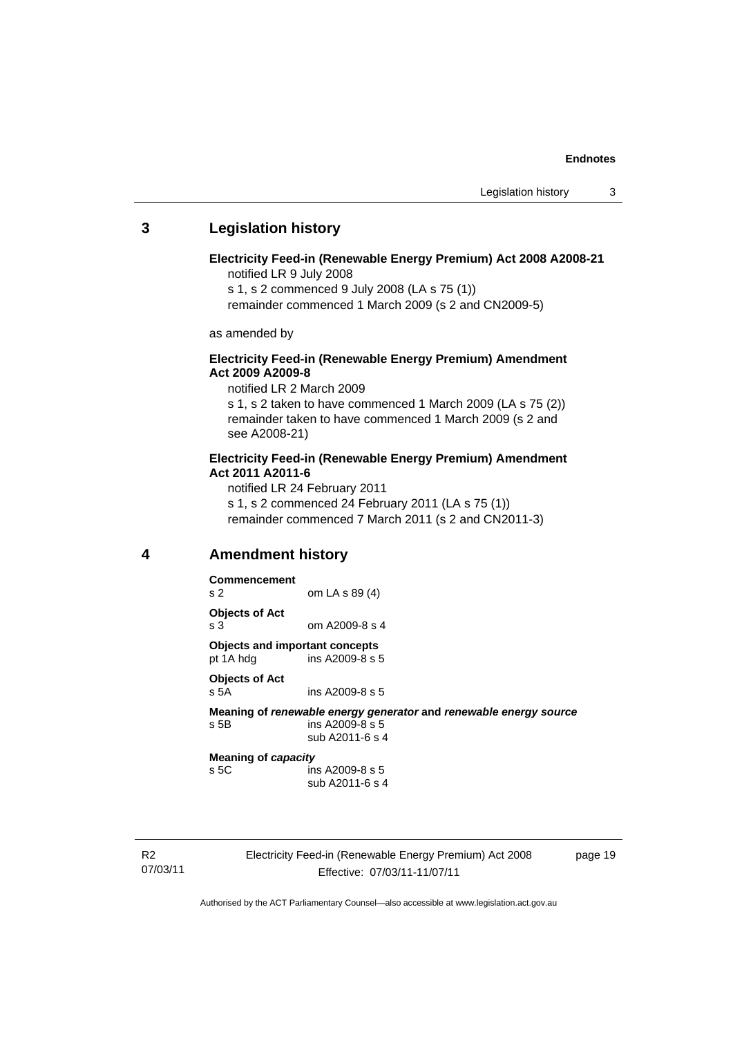## 3 Legislation history

**Electricity Feed-in (Renewable Energy Premium) Act 2008 A2008-21**
notified LR 9 July 2008
s 1, s 2 commenced 9 July 2008 (LA s 75 (1))
remainder commenced 1 March 2009 (s 2 and CN2009-5)

as amended by

**Electricity Feed-in (Renewable Energy Premium) Amendment Act 2009 A2009-8**
notified LR 2 March 2009
s 1, s 2 taken to have commenced 1 March 2009 (LA s 75 (2))
remainder taken to have commenced 1 March 2009 (s 2 and see A2008-21)

**Electricity Feed-in (Renewable Energy Premium) Amendment Act 2011 A2011-6**
notified LR 24 February 2011
s 1, s 2 commenced 24 February 2011 (LA s 75 (1))
remainder commenced 7 March 2011 (s 2 and CN2011-3)

## 4 Amendment history

**Commencement**
s 2 om LA s 89 (4)

**Objects of Act**
s 3 om A2009-8 s 4

**Objects and important concepts**
pt 1A hdg ins A2009-8 s 5

**Objects of Act**
s 5A ins A2009-8 s 5

**Meaning of *renewable energy generator* and *renewable energy source***
s 5B ins A2009-8 s 5
sub A2011-6 s 4

**Meaning of *capacity***
s 5C ins A2009-8 s 5
sub A2011-6 s 4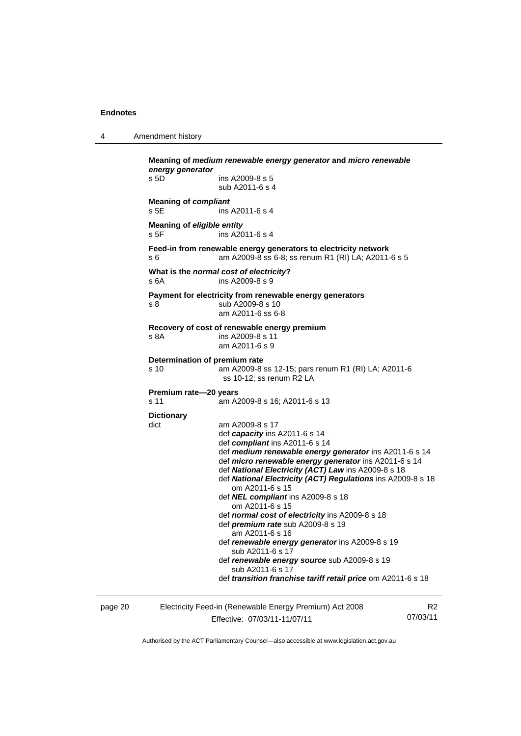**Meaning of *medium renewable energy generator* and *micro renewable energy generator***
s 5D ins A2009-8 s 5
sub A2011-6 s 4

**Meaning of *compliant***
s 5E ins A2011-6 s 4

**Meaning of *eligible entity***
s 5F ins A2011-6 s 4

**Feed-in from renewable energy generators to electricity network**
s 6 am A2009-8 ss 6-8; ss renum R1 (RI) LA; A2011-6 s 5

**What is the *normal cost of electricity*?**
s 6A ins A2009-8 s 9

**Payment for electricity from renewable energy generators**
s 8 sub A2009-8 s 10
am A2011-6 ss 6-8

**Recovery of cost of renewable energy premium**
s 8A ins A2009-8 s 11
am A2011-6 s 9

**Determination of premium rate**
s 10 am A2009-8 ss 12-15; pars renum R1 (RI) LA; A2011-6 ss 10-12; ss renum R2 LA

**Premium rate—20 years**
s 11 am A2009-8 s 16; A2011-6 s 13

**Dictionary**
dict am A2009-8 s 17
def ***capacity*** ins A2011-6 s 14
def ***compliant*** ins A2011-6 s 14
def ***medium renewable energy generator*** ins A2011-6 s 14
def ***micro renewable energy generator*** ins A2011-6 s 14
def ***National Electricity (ACT) Law*** ins A2009-8 s 18
def ***National Electricity (ACT) Regulations*** ins A2009-8 s 18
om A2011-6 s 15
def ***NEL compliant*** ins A2009-8 s 18
om A2011-6 s 15
def ***normal cost of electricity*** ins A2009-8 s 18
def ***premium rate*** sub A2009-8 s 19
am A2011-6 s 16
def ***renewable energy generator*** ins A2009-8 s 19
sub A2011-6 s 17
def ***renewable energy source*** sub A2009-8 s 19
sub A2011-6 s 17
def ***transition franchise tariff retail price*** om A2011-6 s 18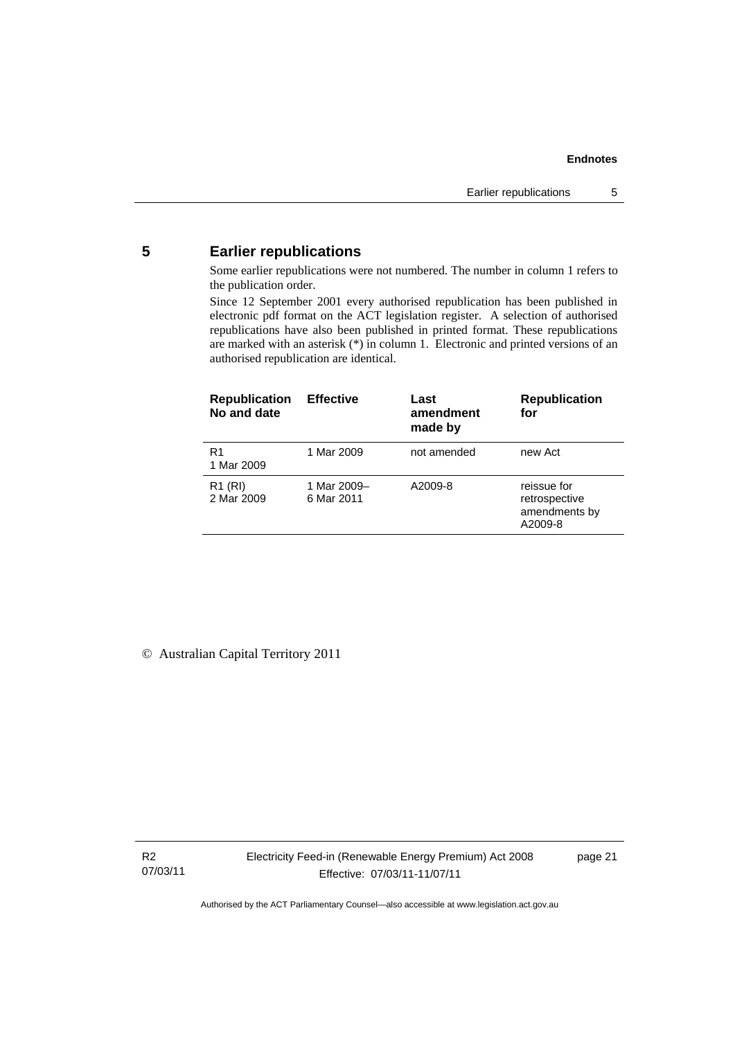## 5 Earlier republications

Some earlier republications were not numbered. The number in column 1 refers to the publication order.

Since 12 September 2001 every authorised republication has been published in electronic pdf format on the ACT legislation register. A selection of authorised republications have also been published in printed format. These republications are marked with an asterisk (*) in column 1. Electronic and printed versions of an authorised republication are identical.

| Republication No and date | Effective | Last amendment made by | Republication for |
|---|---|---|---|
| R1<br>1 Mar 2009 | 1 Mar 2009 | not amended | new Act |
| R1 (RI)<br>2 Mar 2009 | 1 Mar 2009–<br>6 Mar 2011 | A2009-8 | reissue for retrospective amendments by A2009-8 |

© Australian Capital Territory 2011